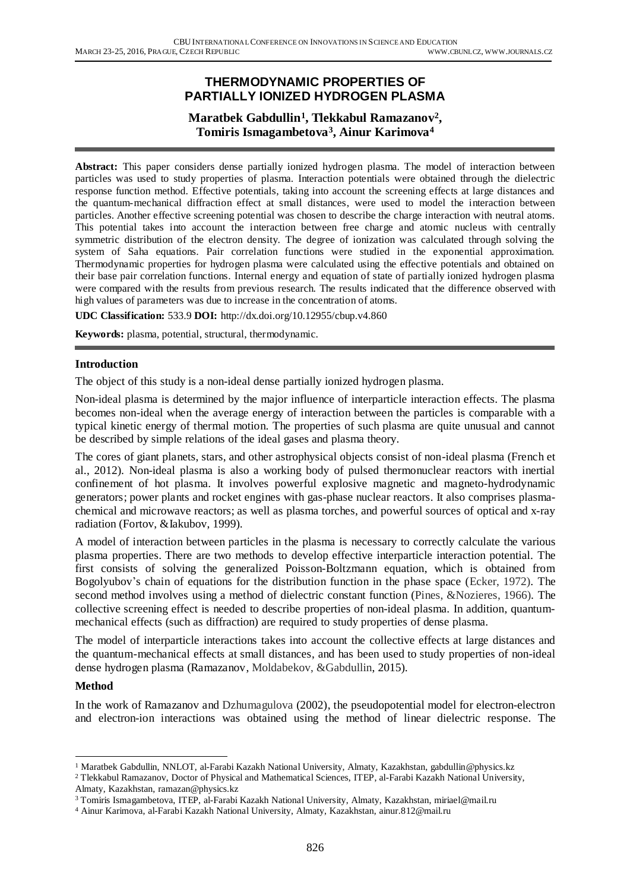# THERMODYNAMIC PROPERTIES OF PARTIALLY IONIZED HYDROGEN PLASMA

**Maratbek Gabdullin[1], Tlekkabul Ramazanov[2], Tomiris Ismagambetova[3], Ainur Karimova[4]**

**Abstract:** This paper considers dense partially ionized hydrogen plasma. The model of interaction between particles was used to study properties of plasma. Interaction potentials were obtained through the dielectric response function method. Effective potentials, taking into account the screening effects at large distances and the quantum-mechanical diffraction effect at small distances, were used to model the interaction between particles. Another effective screening potential was chosen to describe the charge interaction with neutral atoms. This potential takes into account the interaction between free charge and atomic nucleus with centrally symmetric distribution of the electron density. The degree of ionization was calculated through solving the system of Saha equations. Pair correlation functions were studied in the exponential approximation. Thermodynamic properties for hydrogen plasma were calculated using the effective potentials and obtained on their base pair correlation functions. Internal energy and equation of state of partially ionized hydrogen plasma were compared with the results from previous research. The results indicated that the difference observed with high values of parameters was due to increase in the concentration of atoms.

**UDC Classification:** 533.9 **DOI:** http://dx.doi.org/10.12955/cbup.v4.860

**Keywords:** plasma, potential, structural, thermodynamic.

## Introduction

The object of this study is a non-ideal dense partially ionized hydrogen plasma.

Non-ideal plasma is determined by the major influence of interparticle interaction effects. The plasma becomes non-ideal when the average energy of interaction between the particles is comparable with a typical kinetic energy of thermal motion. The properties of such plasma are quite unusual and cannot be described by simple relations of the ideal gases and plasma theory.

The cores of giant planets, stars, and other astrophysical objects consist of non-ideal plasma (French et al., 2012). Non-ideal plasma is also a working body of pulsed thermonuclear reactors with inertial confinement of hot plasma. It involves powerful explosive magnetic and magneto-hydrodynamic generators; power plants and rocket engines with gas-phase nuclear reactors. It also comprises plasma-chemical and microwave reactors; as well as plasma torches, and powerful sources of optical and x-ray radiation (Fortov, &Iakubov, 1999).

A model of interaction between particles in the plasma is necessary to correctly calculate the various plasma properties. There are two methods to develop effective interparticle interaction potential. The first consists of solving the generalized Poisson-Boltzmann equation, which is obtained from Bogolyubov's chain of equations for the distribution function in the phase space (Ecker, 1972). The second method involves using a method of dielectric constant function (Pines, &Nozieres, 1966). The collective screening effect is needed to describe properties of non-ideal plasma. In addition, quantum-mechanical effects (such as diffraction) are required to study properties of dense plasma.

The model of interparticle interactions takes into account the collective effects at large distances and the quantum-mechanical effects at small distances, and has been used to study properties of non-ideal dense hydrogen plasma (Ramazanov, Moldabekov, &Gabdullin, 2015).

## Method

In the work of Ramazanov and Dzhumagulova (2002), the pseudopotential model for electron-electron and electron-ion interactions was obtained using the method of linear dielectric response. The

---

[1] Maratbek Gabdullin, NNLOT, al-Farabi Kazakh National University, Almaty, Kazakhstan, gabdullin@physics.kz

[2] Tlekkabul Ramazanov, Doctor of Physical and Mathematical Sciences, ITEP, al-Farabi Kazakh National University, Almaty, Kazakhstan, ramazan@physics.kz

[3] Tomiris Ismagambetova, ITEP, al-Farabi Kazakh National University, Almaty, Kazakhstan, miriael@mail.ru

[4] Ainur Karimova, al-Farabi Kazakh National University, Almaty, Kazakhstan, ainur.812@mail.ru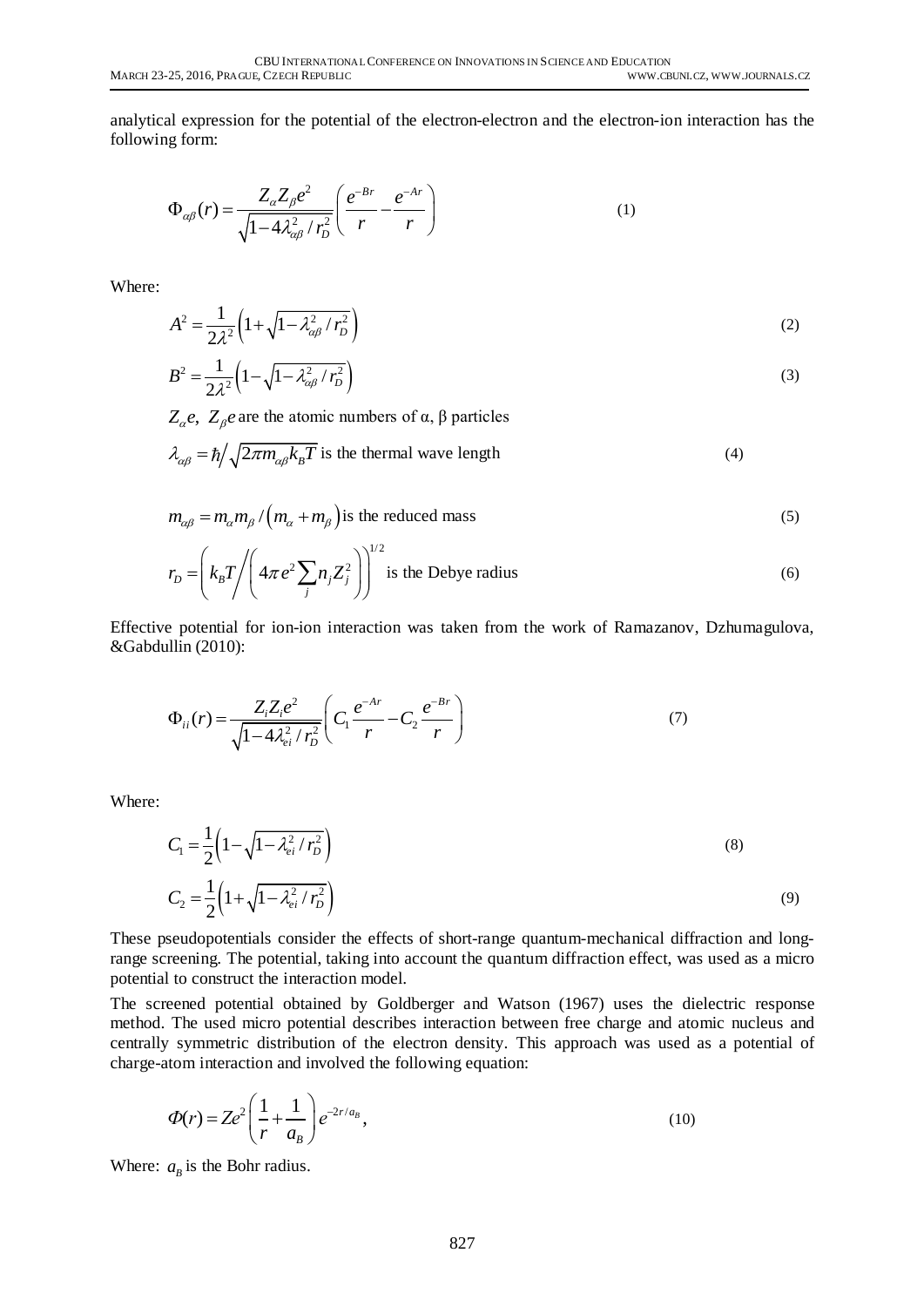analytical expression for the potential of the electron-electron and the electron-ion interaction has the following form:

$$\Phi_{\alpha\beta}(r) = \frac{Z_\alpha Z_\beta e^2}{\sqrt{1-4\lambda_{\alpha\beta}^2/r_D^2}}\left(\frac{e^{-Br}}{r} - \frac{e^{-Ar}}{r}\right) \tag{1}$$

Where:

$$A^2 = \frac{1}{2\lambda^2}\left(1+\sqrt{1-\lambda_{\alpha\beta}^2/r_D^2}\right) \tag{2}$$

$$B^2 = \frac{1}{2\lambda^2}\left(1-\sqrt{1-\lambda_{\alpha\beta}^2/r_D^2}\right) \tag{3}$$

$Z_\alpha e,\ Z_\beta e$ are the atomic numbers of α, β particles

$\lambda_{\alpha\beta} = \hbar\big/\sqrt{2\pi m_{\alpha\beta} k_B T}$ is the thermal wave length (4)

$m_{\alpha\beta} = m_\alpha m_\beta / \left(m_\alpha + m_\beta\right)$ is the reduced mass (5)

$r_D = \left(k_B T \Big/ \left(4\pi e^2 \sum_j n_j Z_j^2\right)\right)^{1/2}$ is the Debye radius (6)

Effective potential for ion-ion interaction was taken from the work of Ramazanov, Dzhumagulova, &Gabdullin (2010):

$$\Phi_{ii}(r) = \frac{Z_i Z_i e^2}{\sqrt{1-4\lambda_{ei}^2/r_D^2}}\left(C_1\frac{e^{-Ar}}{r} - C_2\frac{e^{-Br}}{r}\right) \tag{7}$$

Where:

$$C_1 = \frac{1}{2}\left(1-\sqrt{1-\lambda_{ei}^2/r_D^2}\right) \tag{8}$$

$$C_2 = \frac{1}{2}\left(1+\sqrt{1-\lambda_{ei}^2/r_D^2}\right) \tag{9}$$

These pseudopotentials consider the effects of short-range quantum-mechanical diffraction and long-range screening. The potential, taking into account the quantum diffraction effect, was used as a micro potential to construct the interaction model.

The screened potential obtained by Goldberger and Watson (1967) uses the dielectric response method. The used micro potential describes interaction between free charge and atomic nucleus and centrally symmetric distribution of the electron density. This approach was used as a potential of charge-atom interaction and involved the following equation:

$$\Phi(r) = Ze^2\left(\frac{1}{r} + \frac{1}{a_B}\right)e^{-2r/a_B}, \tag{10}$$

Where: $a_B$ is the Bohr radius.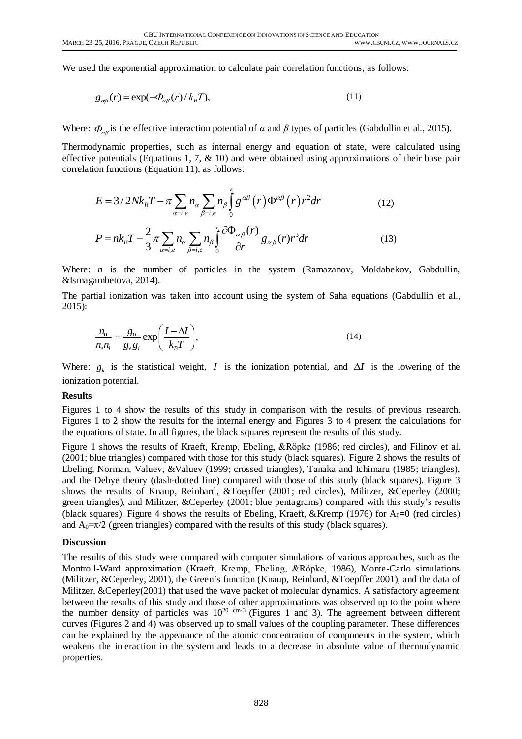We used the exponential approximation to calculate pair correlation functions, as follows:

$$g_{\alpha\beta}(r) = \exp(-\Phi_{\alpha\beta}(r)/k_B T), \tag{11}$$

Where: $\Phi_{\alpha\beta}$ is the effective interaction potential of $\alpha$ and $\beta$ types of particles (Gabdullin et al., 2015).

Thermodynamic properties, such as internal energy and equation of state, were calculated using effective potentials (Equations 1, 7, & 10) and were obtained using approximations of their base pair correlation functions (Equation 11), as follows:

$$E = 3/2Nk_B T - \pi \sum_{\alpha=i,e} n_\alpha \sum_{\beta=i,e} n_\beta \int_0^\infty g^{\alpha\beta}(r)\Phi^{\alpha\beta}(r) r^2 dr \tag{12}$$

$$P = nk_B T - \frac{2}{3}\pi \sum_{\alpha=i,e} n_\alpha \sum_{\beta=i,e} n_\beta \int_0^\infty \frac{\partial \Phi_{\alpha\beta}(r)}{\partial r} g_{\alpha\beta}(r) r^3 dr \tag{13}$$

Where: $n$ is the number of particles in the system (Ramazanov, Moldabekov, Gabdullin, &Ismagambetova, 2014).

The partial ionization was taken into account using the system of Saha equations (Gabdullin et al., 2015):

$$\frac{n_0}{n_e n_i} = \frac{g_0}{g_e g_i} \exp\left(\frac{I - \Delta I}{k_B T}\right), \tag{14}$$

Where: $g_k$ is the statistical weight, $I$ is the ionization potential, and $\Delta I$ is the lowering of the ionization potential.

**Results**

Figures 1 to 4 show the results of this study in comparison with the results of previous research. Figures 1 to 2 show the results for the internal energy and Figures 3 to 4 present the calculations for the equations of state. In all figures, the black squares represent the results of this study.

Figure 1 shows the results of Kraeft, Kremp, Ebeling, &Röpke (1986; red circles), and Filinov et al. (2001; blue triangles) compared with those for this study (black squares). Figure 2 shows the results of Ebeling, Norman, Valuev, &Valuev (1999; crossed triangles), Tanaka and Ichimaru (1985; triangles), and the Debye theory (dash-dotted line) compared with those of this study (black squares). Figure 3 shows the results of Knaup, Reinhard, &Toepffer (2001; red circles), Militzer, &Ceperley (2000; green triangles), and Militzer, &Ceperley (2001; blue pentagrams) compared with this study's results (black squares). Figure 4 shows the results of Ebeling, Kraeft, &Kremp (1976) for $A_0$=0 (red circles) and $A_0$=$\pi$/2 (green triangles) compared with the results of this study (black squares).

**Discussion**

The results of this study were compared with computer simulations of various approaches, such as the Montroll-Ward approximation (Kraeft, Kremp, Ebeling, &Röpke, 1986), Monte-Carlo simulations (Militzer, &Ceperley, 2001), the Green's function (Knaup, Reinhard, &Toepffer 2001), and the data of Militzer, &Ceperley(2001) that used the wave packet of molecular dynamics. A satisfactory agreement between the results of this study and those of other approximations was observed up to the point where the number density of particles was $10^{20}$ $cm^{-3}$ (Figures 1 and 3). The agreement between different curves (Figures 2 and 4) was observed up to small values of the coupling parameter. These differences can be explained by the appearance of the atomic concentration of components in the system, which weakens the interaction in the system and leads to a decrease in absolute value of thermodynamic properties.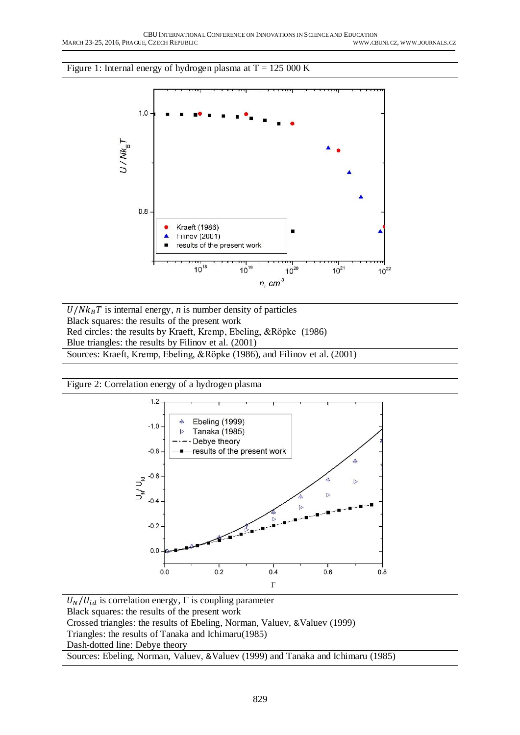Figure 1: Internal energy of hydrogen plasma at T = 125 000 K

$U/Nk_BT$ is internal energy, *n* is number density of particles
Black squares: the results of the present work
Red circles: the results by Kraeft, Kremp, Ebeling, &Röpke (1986)
Blue triangles: the results by Filinov et al. (2001)

Sources: Kraeft, Kremp, Ebeling, &Röpke (1986), and Filinov et al. (2001)

Figure 2: Correlation energy of a hydrogen plasma

$U_N/U_{id}$ is correlation energy, Γ is coupling parameter
Black squares: the results of the present work
Crossed triangles: the results of Ebeling, Norman, Valuev, &Valuev (1999)
Triangles: the results of Tanaka and Ichimaru(1985)
Dash-dotted line: Debye theory

Sources: Ebeling, Norman, Valuev, &Valuev (1999) and Tanaka and Ichimaru (1985)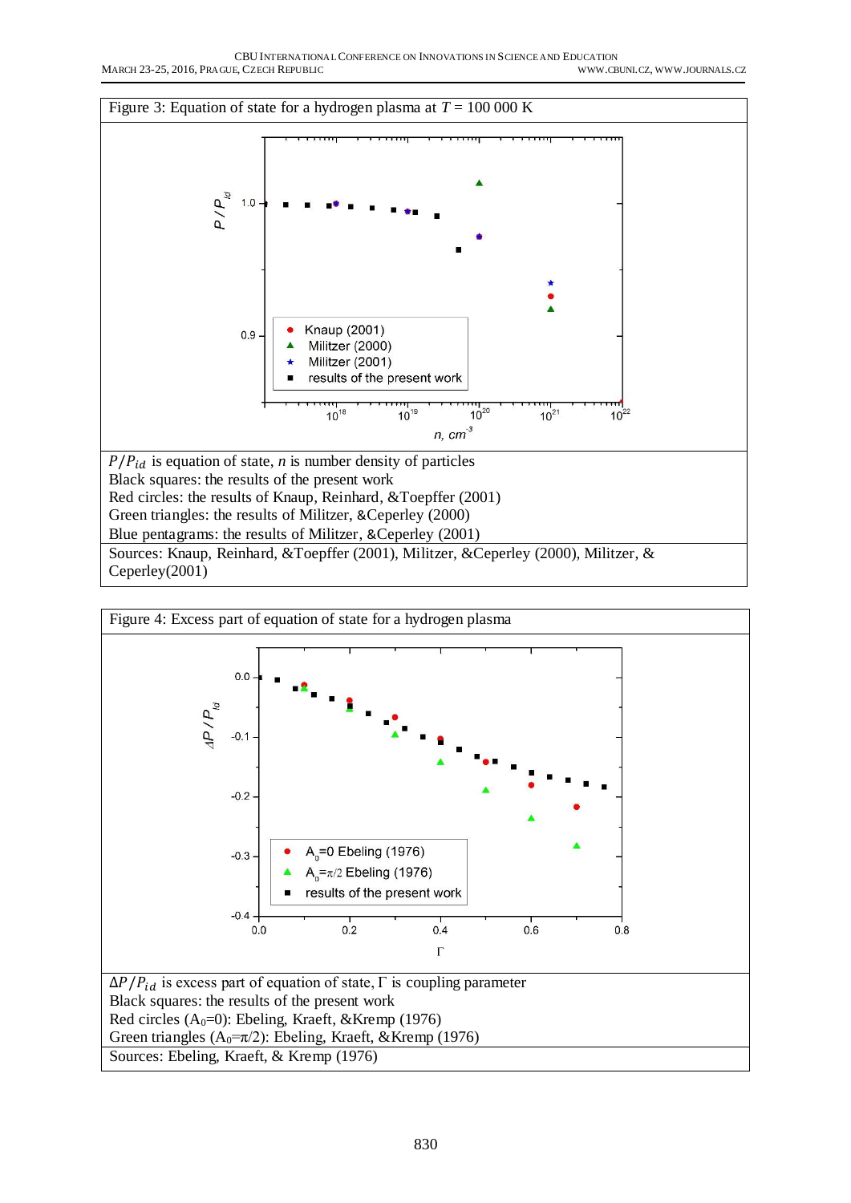Figure 3: Equation of state for a hydrogen plasma at $T$ = 100 000 K

$P/P_{id}$ is equation of state, $n$ is number density of particles
Black squares: the results of the present work
Red circles: the results of Knaup, Reinhard, &Toepffer (2001)
Green triangles: the results of Militzer, &Ceperley (2000)
Blue pentagrams: the results of Militzer, &Ceperley (2001)

Sources: Knaup, Reinhard, &Toepffer (2001), Militzer, &Ceperley (2000), Militzer, & Ceperley(2001)

Figure 4: Excess part of equation of state for a hydrogen plasma

$\Delta P/P_{id}$ is excess part of equation of state, $\Gamma$ is coupling parameter
Black squares: the results of the present work
Red circles ($A_0$=0): Ebeling, Kraeft, &Kremp (1976)
Green triangles ($A_0$=$\pi$/2): Ebeling, Kraeft, &Kremp (1976)

Sources: Ebeling, Kraeft, & Kremp (1976)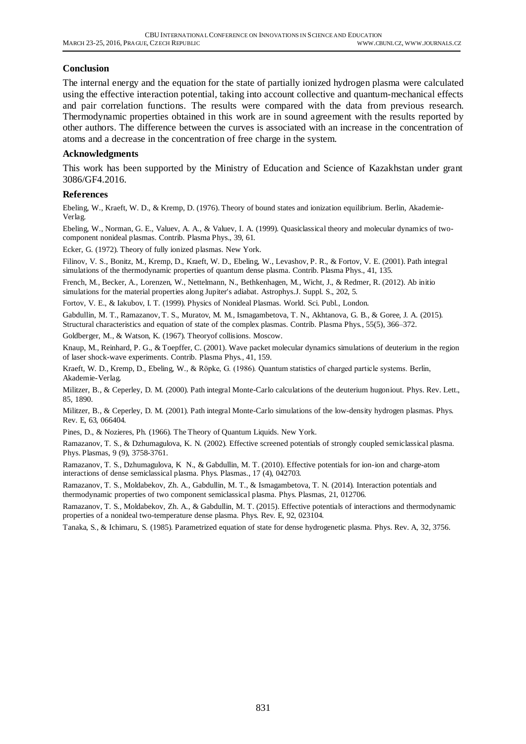## Conclusion

The internal energy and the equation for the state of partially ionized hydrogen plasma were calculated using the effective interaction potential, taking into account collective and quantum-mechanical effects and pair correlation functions. The results were compared with the data from previous research. Thermodynamic properties obtained in this work are in sound agreement with the results reported by other authors. The difference between the curves is associated with an increase in the concentration of atoms and a decrease in the concentration of free charge in the system.

## Acknowledgments

This work has been supported by the Ministry of Education and Science of Kazakhstan under grant 3086/GF4.2016.

## References

Ebeling, W., Kraeft, W. D., & Kremp, D. (1976). Theory of bound states and ionization equilibrium. Berlin, Akademie-Verlag.

Ebeling, W., Norman, G. E., Valuev, A. A., & Valuev, I. A. (1999). Quasiclassical theory and molecular dynamics of two-component nonideal plasmas. Contrib. Plasma Phys., 39, 61.

Ecker, G. (1972). Theory of fully ionized plasmas. New York.

Filinov, V. S., Bonitz, M., Kremp, D., Kraeft, W. D., Ebeling, W., Levashov, P. R., & Fortov, V. E. (2001). Path integral simulations of the thermodynamic properties of quantum dense plasma. Contrib. Plasma Phys., 41, 135.

French, M., Becker, A., Lorenzen, W., Nettelmann, N., Bethkenhagen, M., Wicht, J., & Redmer, R. (2012). Ab initio simulations for the material properties along Jupiter's adiabat. Astrophys.J. Suppl. S., 202, 5.

Fortov, V. E., & Iakubov, I. T. (1999). Physics of Nonideal Plasmas. World. Sci. Publ., London.

Gabdullin, M. T., Ramazanov, T. S., Muratov, M. M., Ismagambetova, T. N., Akhtanova, G. B., & Goree, J. A. (2015). Structural characteristics and equation of state of the complex plasmas. Contrib. Plasma Phys., 55(5), 366–372.

Goldberger, M., & Watson, K. (1967). Theoryof collisions. Moscow.

Knaup, M., Reinhard, P. G., & Toepffer, C. (2001). Wave packet molecular dynamics simulations of deuterium in the region of laser shock-wave experiments. Contrib. Plasma Phys., 41, 159.

Kraeft, W. D., Kremp, D., Ebeling, W., & Röpke, G. (1986). Quantum statistics of charged particle systems. Berlin, Akademie-Verlag.

Militzer, B., & Ceperley, D. M. (2000). Path integral Monte-Carlo calculations of the deuterium hugoniout. Phys. Rev. Lett., 85, 1890.

Militzer, B., & Ceperley, D. M. (2001). Path integral Monte-Carlo simulations of the low-density hydrogen plasmas. Phys. Rev. E, 63, 066404.

Pines, D., & Nozieres, Ph. (1966). The Theory of Quantum Liquids. New York.

Ramazanov, T. S., & Dzhumagulova, K. N. (2002). Effective screened potentials of strongly coupled semiclassical plasma. Phys. Plasmas, 9 (9), 3758-3761.

Ramazanov, T. S., Dzhumagulova, K N., & Gabdullin, M. T. (2010). Effective potentials for ion-ion and charge-atom interactions of dense semiclassical plasma. Phys. Plasmas., 17 (4), 042703.

Ramazanov, T. S., Moldabekov, Zh. A., Gabdullin, M. T., & Ismagambetova, T. N. (2014). Interaction potentials and thermodynamic properties of two component semiclassical plasma. Phys. Plasmas, 21, 012706.

Ramazanov, T. S., Moldabekov, Zh. A., & Gabdullin, M. T. (2015). Effective potentials of interactions and thermodynamic properties of a nonideal two-temperature dense plasma. Phys. Rev. E, 92, 023104.

Tanaka, S., & Ichimaru, S. (1985). Parametrized equation of state for dense hydrogenetic plasma. Phys. Rev. A, 32, 3756.